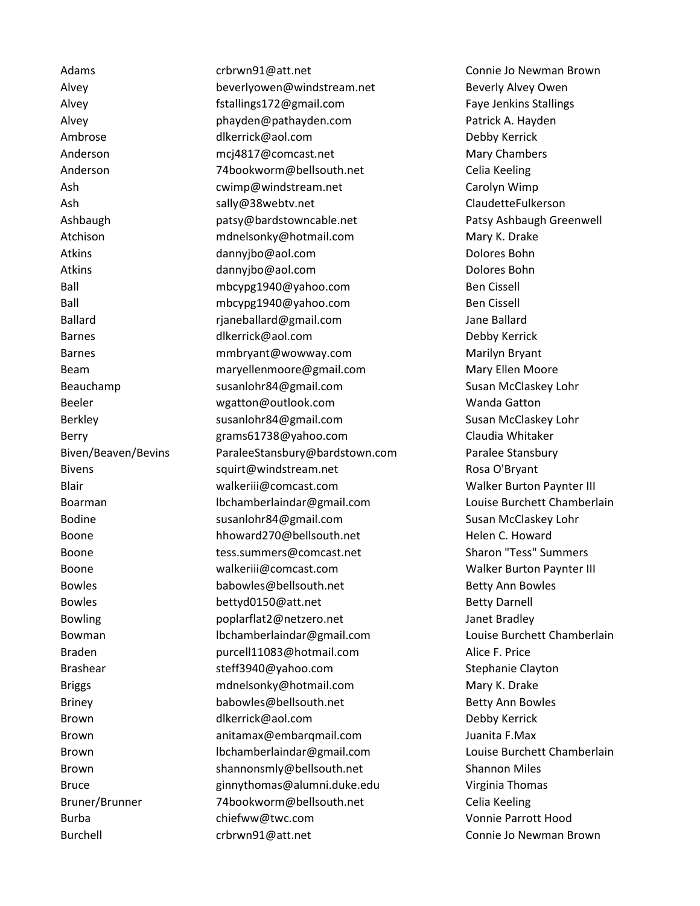| | | |
|---|---|---|
| Adams | crbrwn91@att.net | Connie Jo Newman Brown |
| Alvey | beverlyowen@windstream.net | Beverly Alvey Owen |
| Alvey | fstallings172@gmail.com | Faye Jenkins Stallings |
| Alvey | phayden@pathayden.com | Patrick A. Hayden |
| Ambrose | dlkerrick@aol.com | Debby Kerrick |
| Anderson | mcj4817@comcast.net | Mary Chambers |
| Anderson | 74bookworm@bellsouth.net | Celia Keeling |
| Ash | cwimp@windstream.net | Carolyn Wimp |
| Ash | sally@38webtv.net | ClaudetteFulkerson |
| Ashbaugh | patsy@bardstowncable.net | Patsy Ashbaugh Greenwell |
| Atchison | mdnelsonky@hotmail.com | Mary K. Drake |
| Atkins | dannyjbo@aol.com | Dolores Bohn |
| Atkins | dannyjbo@aol.com | Dolores Bohn |
| Ball | mbcypg1940@yahoo.com | Ben Cissell |
| Ball | mbcypg1940@yahoo.com | Ben Cissell |
| Ballard | rjaneballard@gmail.com | Jane Ballard |
| Barnes | dlkerrick@aol.com | Debby Kerrick |
| Barnes | mmbryant@wowway.com | Marilyn Bryant |
| Beam | maryellenmoore@gmail.com | Mary Ellen Moore |
| Beauchamp | susanlohr84@gmail.com | Susan McClaskey Lohr |
| Beeler | wgatton@outlook.com | Wanda Gatton |
| Berkley | susanlohr84@gmail.com | Susan McClaskey Lohr |
| Berry | grams61738@yahoo.com | Claudia Whitaker |
| Biven/Beaven/Bevins | ParaleeStansbury@bardstown.com | Paralee Stansbury |
| Bivens | squirt@windstream.net | Rosa O'Bryant |
| Blair | walkeriii@comcast.com | Walker Burton Paynter III |
| Boarman | lbchamberlaindar@gmail.com | Louise Burchett Chamberlain |
| Bodine | susanlohr84@gmail.com | Susan McClaskey Lohr |
| Boone | hhoward270@bellsouth.net | Helen C. Howard |
| Boone | tess.summers@comcast.net | Sharon "Tess" Summers |
| Boone | walkeriii@comcast.com | Walker Burton Paynter III |
| Bowles | babowles@bellsouth.net | Betty Ann Bowles |
| Bowles | bettyd0150@att.net | Betty Darnell |
| Bowling | poplarflat2@netzero.net | Janet Bradley |
| Bowman | lbchamberlaindar@gmail.com | Louise Burchett Chamberlain |
| Braden | purcell11083@hotmail.com | Alice F. Price |
| Brashear | steff3940@yahoo.com | Stephanie Clayton |
| Briggs | mdnelsonky@hotmail.com | Mary K. Drake |
| Briney | babowles@bellsouth.net | Betty Ann Bowles |
| Brown | dlkerrick@aol.com | Debby Kerrick |
| Brown | anitamax@embarqmail.com | Juanita F.Max |
| Brown | lbchamberlaindar@gmail.com | Louise Burchett Chamberlain |
| Brown | shannonsmly@bellsouth.net | Shannon Miles |
| Bruce | ginnythomas@alumni.duke.edu | Virginia Thomas |
| Bruner/Brunner | 74bookworm@bellsouth.net | Celia Keeling |
| Burba | chiefww@twc.com | Vonnie Parrott Hood |
| Burchell | crbrwn91@att.net | Connie Jo Newman Brown |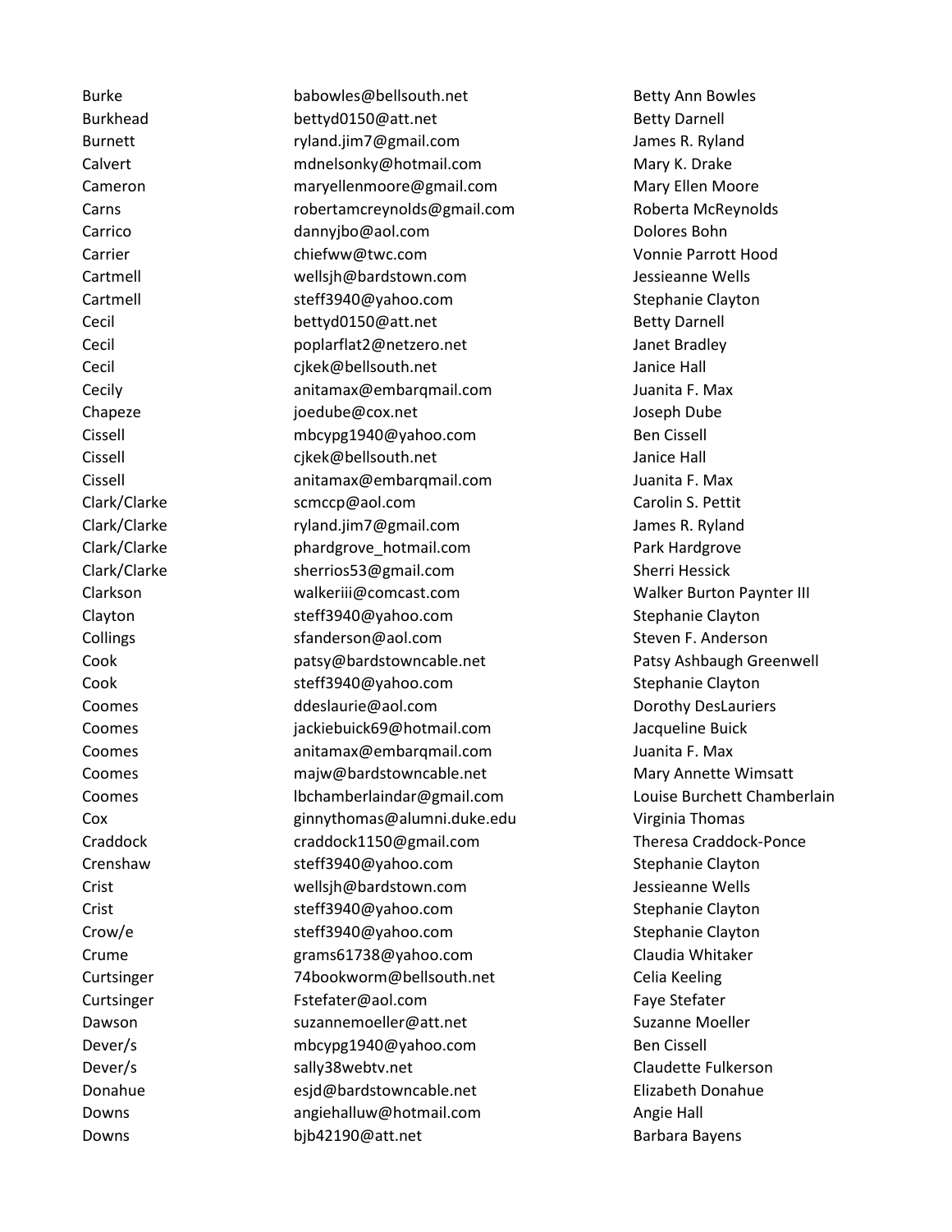| | | |
|---|---|---|
| Burke | babowles@bellsouth.net | Betty Ann Bowles |
| Burkhead | bettyd0150@att.net | Betty Darnell |
| Burnett | ryland.jim7@gmail.com | James R. Ryland |
| Calvert | mdnelsonky@hotmail.com | Mary K. Drake |
| Cameron | maryellenmoore@gmail.com | Mary Ellen Moore |
| Carns | robertamcreynolds@gmail.com | Roberta McReynolds |
| Carrico | dannyjbo@aol.com | Dolores Bohn |
| Carrier | chiefww@twc.com | Vonnie Parrott Hood |
| Cartmell | wellsjh@bardstown.com | Jessieanne Wells |
| Cartmell | steff3940@yahoo.com | Stephanie Clayton |
| Cecil | bettyd0150@att.net | Betty Darnell |
| Cecil | poplarflat2@netzero.net | Janet Bradley |
| Cecil | cjkek@bellsouth.net | Janice Hall |
| Cecily | anitamax@embarqmail.com | Juanita F. Max |
| Chapeze | joedube@cox.net | Joseph Dube |
| Cissell | mbcypg1940@yahoo.com | Ben Cissell |
| Cissell | cjkek@bellsouth.net | Janice Hall |
| Cissell | anitamax@embarqmail.com | Juanita F. Max |
| Clark/Clarke | scmccp@aol.com | Carolin S. Pettit |
| Clark/Clarke | ryland.jim7@gmail.com | James R. Ryland |
| Clark/Clarke | phardgrove_hotmail.com | Park Hardgrove |
| Clark/Clarke | sherrios53@gmail.com | Sherri Hessick |
| Clarkson | walkeriii@comcast.com | Walker Burton Paynter III |
| Clayton | steff3940@yahoo.com | Stephanie Clayton |
| Collings | sfanderson@aol.com | Steven F. Anderson |
| Cook | patsy@bardstowncable.net | Patsy Ashbaugh Greenwell |
| Cook | steff3940@yahoo.com | Stephanie Clayton |
| Coomes | ddeslaurie@aol.com | Dorothy DesLauriers |
| Coomes | jackiebuick69@hotmail.com | Jacqueline Buick |
| Coomes | anitamax@embarqmail.com | Juanita F. Max |
| Coomes | majw@bardstowncable.net | Mary Annette Wimsatt |
| Coomes | lbchamberlaindar@gmail.com | Louise Burchett Chamberlain |
| Cox | ginnythomas@alumni.duke.edu | Virginia Thomas |
| Craddock | craddock1150@gmail.com | Theresa Craddock-Ponce |
| Crenshaw | steff3940@yahoo.com | Stephanie Clayton |
| Crist | wellsjh@bardstown.com | Jessieanne Wells |
| Crist | steff3940@yahoo.com | Stephanie Clayton |
| Crow/e | steff3940@yahoo.com | Stephanie Clayton |
| Crume | grams61738@yahoo.com | Claudia Whitaker |
| Curtsinger | 74bookworm@bellsouth.net | Celia Keeling |
| Curtsinger | Fstefater@aol.com | Faye Stefater |
| Dawson | suzannemoeller@att.net | Suzanne Moeller |
| Dever/s | mbcypg1940@yahoo.com | Ben Cissell |
| Dever/s | sally38webtv.net | Claudette Fulkerson |
| Donahue | esjd@bardstowncable.net | Elizabeth Donahue |
| Downs | angiehalluw@hotmail.com | Angie Hall |
| Downs | bjb42190@att.net | Barbara Bayens |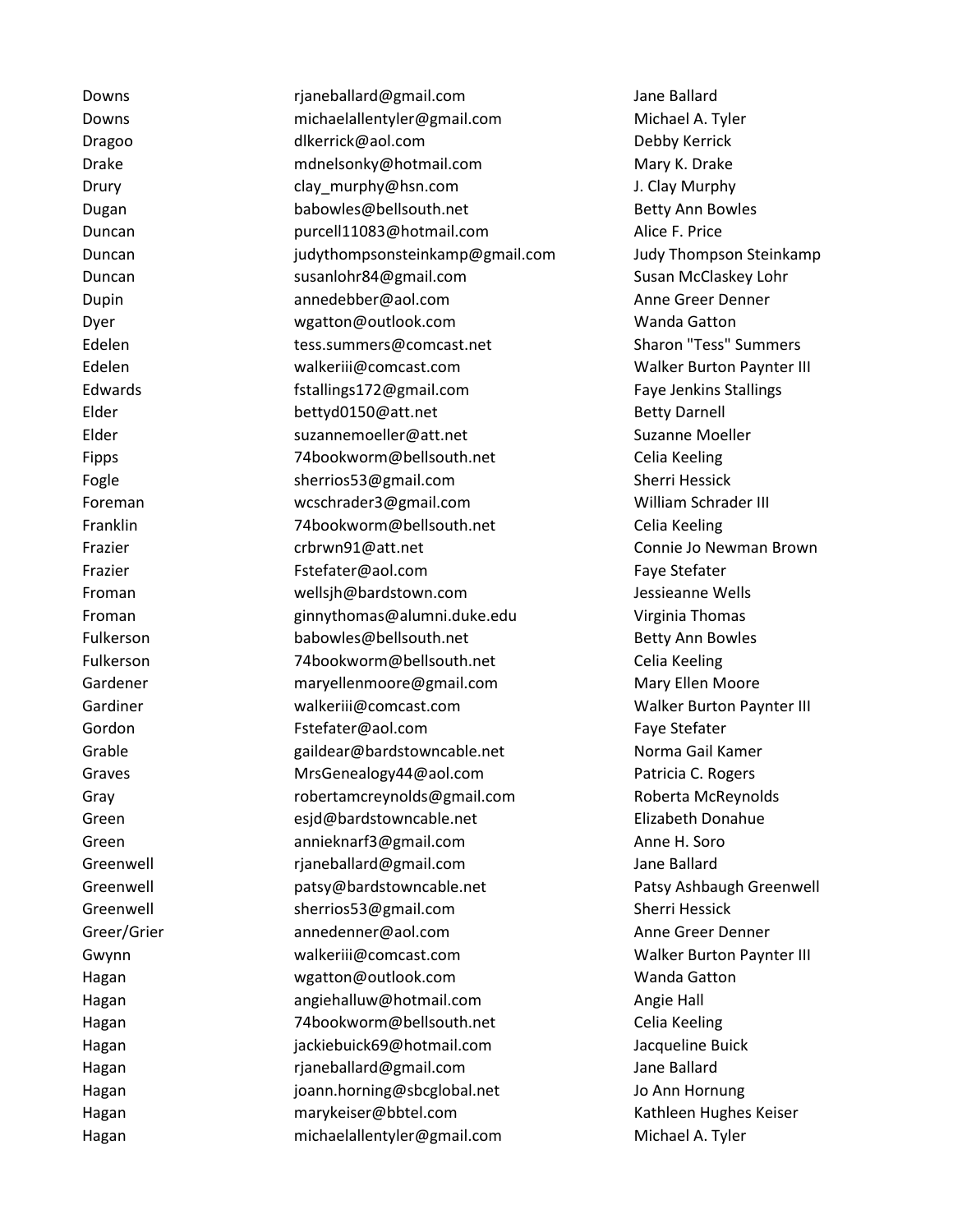| | | |
|---|---|---|
| Downs | rjaneballard@gmail.com | Jane Ballard |
| Downs | michaelallentyler@gmail.com | Michael A. Tyler |
| Dragoo | dlkerrick@aol.com | Debby Kerrick |
| Drake | mdnelsonky@hotmail.com | Mary K. Drake |
| Drury | clay_murphy@hsn.com | J. Clay Murphy |
| Dugan | babowles@bellsouth.net | Betty Ann Bowles |
| Duncan | purcell11083@hotmail.com | Alice F. Price |
| Duncan | judythompsonsteinkamp@gmail.com | Judy Thompson Steinkamp |
| Duncan | susanlohr84@gmail.com | Susan McClaskey Lohr |
| Dupin | annedebber@aol.com | Anne Greer Denner |
| Dyer | wgatton@outlook.com | Wanda Gatton |
| Edelen | tess.summers@comcast.net | Sharon "Tess" Summers |
| Edelen | walkeriii@comcast.com | Walker Burton Paynter III |
| Edwards | fstallings172@gmail.com | Faye Jenkins Stallings |
| Elder | bettyd0150@att.net | Betty Darnell |
| Elder | suzannemoeller@att.net | Suzanne Moeller |
| Fipps | 74bookworm@bellsouth.net | Celia Keeling |
| Fogle | sherrios53@gmail.com | Sherri Hessick |
| Foreman | wcschrader3@gmail.com | William Schrader III |
| Franklin | 74bookworm@bellsouth.net | Celia Keeling |
| Frazier | crbrwn91@att.net | Connie Jo Newman Brown |
| Frazier | Fstefater@aol.com | Faye Stefater |
| Froman | wellsjh@bardstown.com | Jessieanne Wells |
| Froman | ginnythomas@alumni.duke.edu | Virginia Thomas |
| Fulkerson | babowles@bellsouth.net | Betty Ann Bowles |
| Fulkerson | 74bookworm@bellsouth.net | Celia Keeling |
| Gardener | maryellenmoore@gmail.com | Mary Ellen Moore |
| Gardiner | walkeriii@comcast.com | Walker Burton Paynter III |
| Gordon | Fstefater@aol.com | Faye Stefater |
| Grable | gaildear@bardstowncable.net | Norma Gail Kamer |
| Graves | MrsGenealogy44@aol.com | Patricia C. Rogers |
| Gray | robertamcreynolds@gmail.com | Roberta McReynolds |
| Green | esjd@bardstowncable.net | Elizabeth Donahue |
| Green | annieknarf3@gmail.com | Anne H. Soro |
| Greenwell | rjaneballard@gmail.com | Jane Ballard |
| Greenwell | patsy@bardstowncable.net | Patsy Ashbaugh Greenwell |
| Greenwell | sherrios53@gmail.com | Sherri Hessick |
| Greer/Grier | annedenner@aol.com | Anne Greer Denner |
| Gwynn | walkeriii@comcast.com | Walker Burton Paynter III |
| Hagan | wgatton@outlook.com | Wanda Gatton |
| Hagan | angiehalluw@hotmail.com | Angie Hall |
| Hagan | 74bookworm@bellsouth.net | Celia Keeling |
| Hagan | jackiebuick69@hotmail.com | Jacqueline Buick |
| Hagan | rjaneballard@gmail.com | Jane Ballard |
| Hagan | joann.horning@sbcglobal.net | Jo Ann Hornung |
| Hagan | marykeiser@bbtel.com | Kathleen Hughes Keiser |
| Hagan | michaelallentyler@gmail.com | Michael A. Tyler |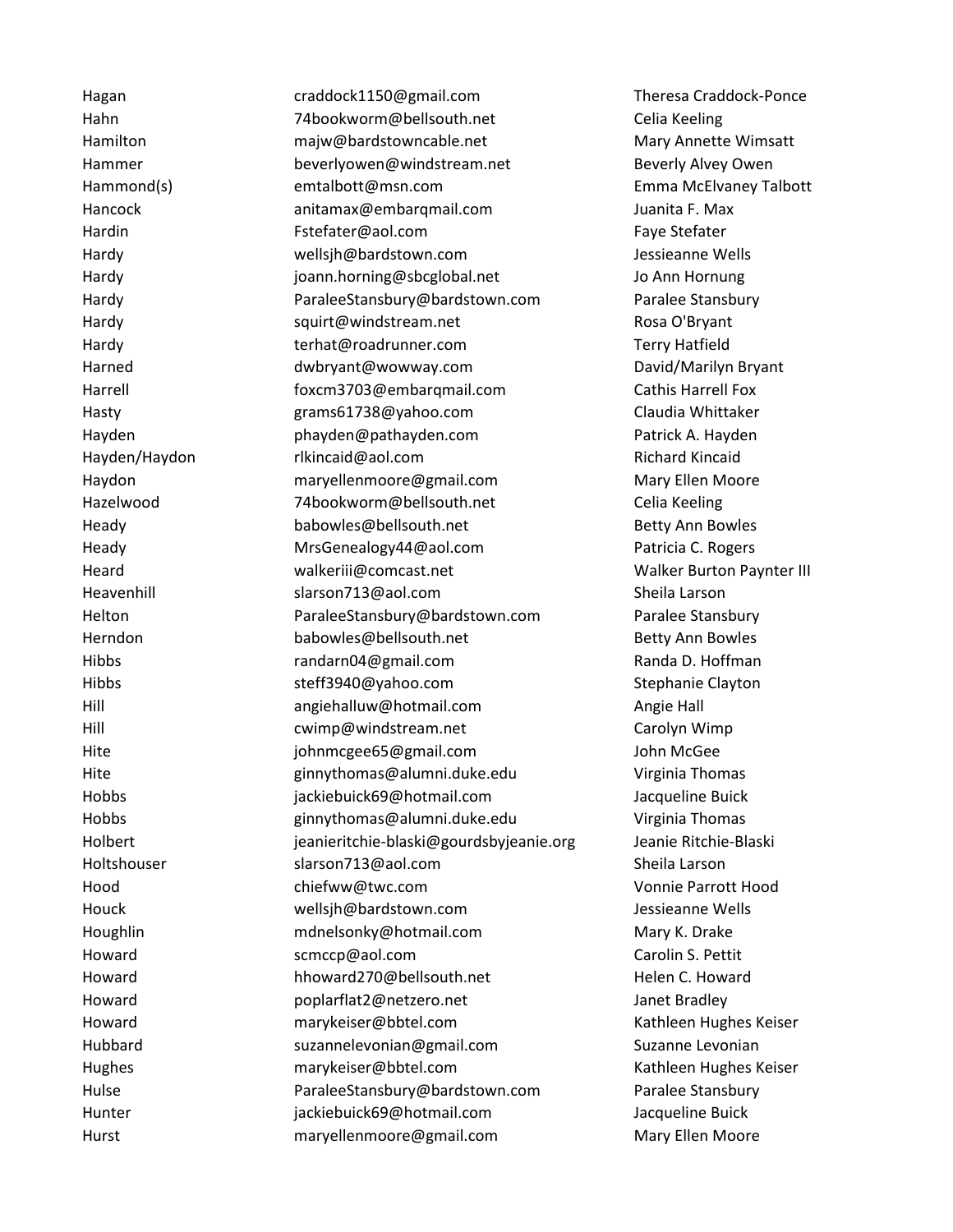| | | |
|---|---|---|
| Hagan | craddock1150@gmail.com | Theresa Craddock-Ponce |
| Hahn | 74bookworm@bellsouth.net | Celia Keeling |
| Hamilton | majw@bardstowncable.net | Mary Annette Wimsatt |
| Hammer | beverlyowen@windstream.net | Beverly Alvey Owen |
| Hammond(s) | emtalbott@msn.com | Emma McElvaney Talbott |
| Hancock | anitamax@embarqmail.com | Juanita F. Max |
| Hardin | Fstefater@aol.com | Faye Stefater |
| Hardy | wellsjh@bardstown.com | Jessieanne Wells |
| Hardy | joann.horning@sbcglobal.net | Jo Ann Hornung |
| Hardy | ParaleeStansbury@bardstown.com | Paralee Stansbury |
| Hardy | squirt@windstream.net | Rosa O'Bryant |
| Hardy | terhat@roadrunner.com | Terry Hatfield |
| Harned | dwbryant@wowway.com | David/Marilyn Bryant |
| Harrell | foxcm3703@embarqmail.com | Cathis Harrell Fox |
| Hasty | grams61738@yahoo.com | Claudia Whittaker |
| Hayden | phayden@pathayden.com | Patrick A. Hayden |
| Hayden/Haydon | rlkincaid@aol.com | Richard Kincaid |
| Haydon | maryellenmoore@gmail.com | Mary Ellen Moore |
| Hazelwood | 74bookworm@bellsouth.net | Celia Keeling |
| Heady | babowles@bellsouth.net | Betty Ann Bowles |
| Heady | MrsGenealogy44@aol.com | Patricia C. Rogers |
| Heard | walkeriii@comcast.net | Walker Burton Paynter III |
| Heavenhill | slarson713@aol.com | Sheila Larson |
| Helton | ParaleeStansbury@bardstown.com | Paralee Stansbury |
| Herndon | babowles@bellsouth.net | Betty Ann Bowles |
| Hibbs | randarn04@gmail.com | Randa D. Hoffman |
| Hibbs | steff3940@yahoo.com | Stephanie Clayton |
| Hill | angiehalluw@hotmail.com | Angie Hall |
| Hill | cwimp@windstream.net | Carolyn Wimp |
| Hite | johnmcgee65@gmail.com | John McGee |
| Hite | ginnythomas@alumni.duke.edu | Virginia Thomas |
| Hobbs | jackiebuick69@hotmail.com | Jacqueline Buick |
| Hobbs | ginnythomas@alumni.duke.edu | Virginia Thomas |
| Holbert | jeanieritchie-blaski@gourdsbyjeanie.org | Jeanie Ritchie-Blaski |
| Holtshouser | slarson713@aol.com | Sheila Larson |
| Hood | chiefww@twc.com | Vonnie Parrott Hood |
| Houck | wellsjh@bardstown.com | Jessieanne Wells |
| Houghlin | mdnelsonky@hotmail.com | Mary K. Drake |
| Howard | scmccp@aol.com | Carolin S. Pettit |
| Howard | hhoward270@bellsouth.net | Helen C. Howard |
| Howard | poplarflat2@netzero.net | Janet Bradley |
| Howard | marykeiser@bbtel.com | Kathleen Hughes Keiser |
| Hubbard | suzannelevonian@gmail.com | Suzanne Levonian |
| Hughes | marykeiser@bbtel.com | Kathleen Hughes Keiser |
| Hulse | ParaleeStansbury@bardstown.com | Paralee Stansbury |
| Hunter | jackiebuick69@hotmail.com | Jacqueline Buick |
| Hurst | maryellenmoore@gmail.com | Mary Ellen Moore |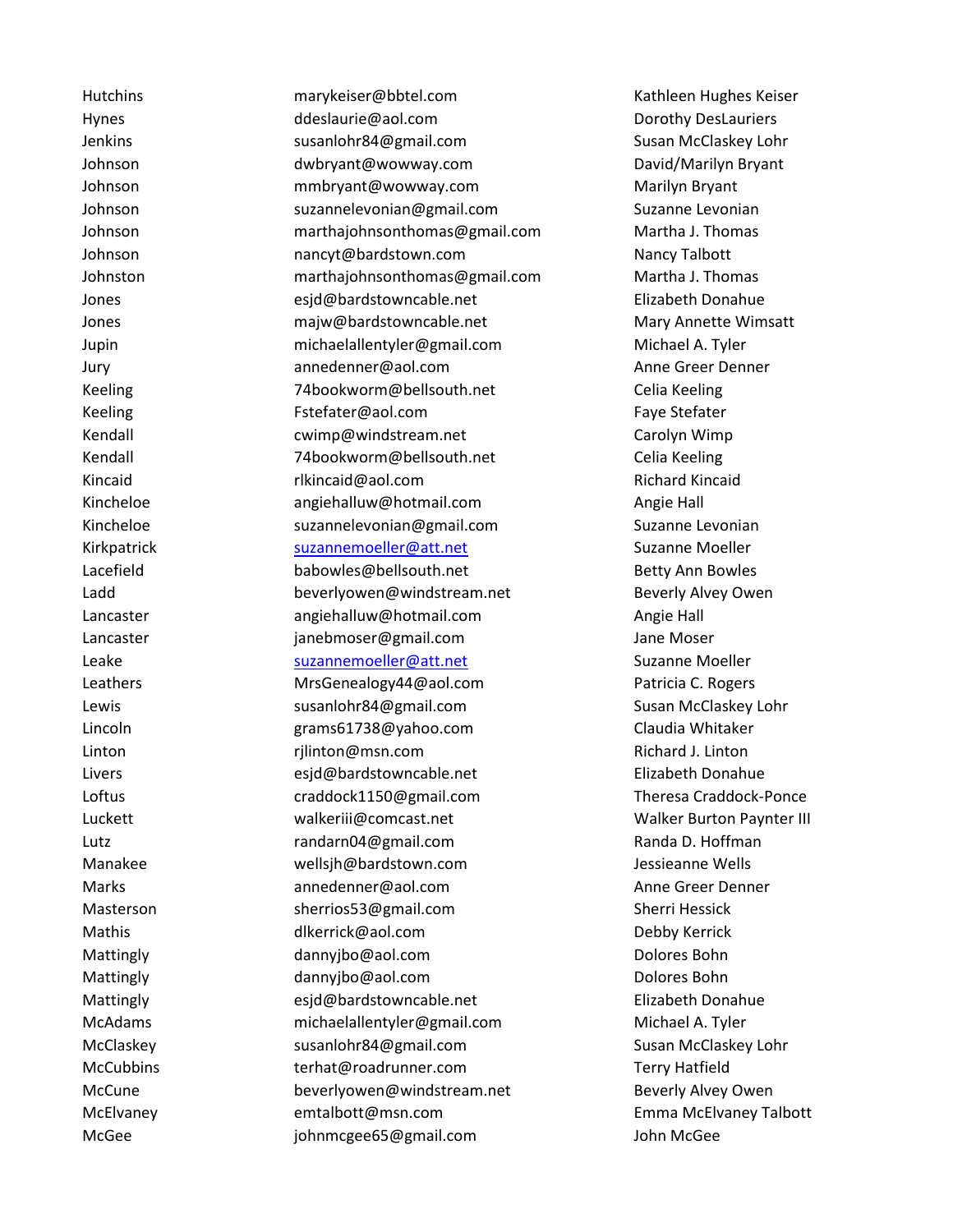| | | |
|---|---|---|
| Hutchins | marykeiser@bbtel.com | Kathleen Hughes Keiser |
| Hynes | ddeslaurie@aol.com | Dorothy DesLauriers |
| Jenkins | susanlohr84@gmail.com | Susan McClaskey Lohr |
| Johnson | dwbryant@wowway.com | David/Marilyn Bryant |
| Johnson | mmbryant@wowway.com | Marilyn Bryant |
| Johnson | suzannelevonian@gmail.com | Suzanne Levonian |
| Johnson | marthajohnsonthomas@gmail.com | Martha J. Thomas |
| Johnson | nancyt@bardstown.com | Nancy Talbott |
| Johnston | marthajohnsonthomas@gmail.com | Martha J. Thomas |
| Jones | esjd@bardstowncable.net | Elizabeth Donahue |
| Jones | majw@bardstowncable.net | Mary Annette Wimsatt |
| Jupin | michaelallentyler@gmail.com | Michael A. Tyler |
| Jury | annedenner@aol.com | Anne Greer Denner |
| Keeling | 74bookworm@bellsouth.net | Celia Keeling |
| Keeling | Fstefater@aol.com | Faye Stefater |
| Kendall | cwimp@windstream.net | Carolyn Wimp |
| Kendall | 74bookworm@bellsouth.net | Celia Keeling |
| Kincaid | rlkincaid@aol.com | Richard Kincaid |
| Kincheloe | angiehalluw@hotmail.com | Angie Hall |
| Kincheloe | suzannelevonian@gmail.com | Suzanne Levonian |
| Kirkpatrick | suzannemoeller@att.net | Suzanne Moeller |
| Lacefield | babowles@bellsouth.net | Betty Ann Bowles |
| Ladd | beverlyowen@windstream.net | Beverly Alvey Owen |
| Lancaster | angiehalluw@hotmail.com | Angie Hall |
| Lancaster | janebmoser@gmail.com | Jane Moser |
| Leake | suzannemoeller@att.net | Suzanne Moeller |
| Leathers | MrsGenealogy44@aol.com | Patricia C. Rogers |
| Lewis | susanlohr84@gmail.com | Susan McClaskey Lohr |
| Lincoln | grams61738@yahoo.com | Claudia Whitaker |
| Linton | rjlinton@msn.com | Richard J. Linton |
| Livers | esjd@bardstowncable.net | Elizabeth Donahue |
| Loftus | craddock1150@gmail.com | Theresa Craddock-Ponce |
| Luckett | walkeriii@comcast.net | Walker Burton Paynter III |
| Lutz | randarn04@gmail.com | Randa D. Hoffman |
| Manakee | wellsjh@bardstown.com | Jessieanne Wells |
| Marks | annedenner@aol.com | Anne Greer Denner |
| Masterson | sherrios53@gmail.com | Sherri Hessick |
| Mathis | dlkerrick@aol.com | Debby Kerrick |
| Mattingly | dannyjbo@aol.com | Dolores Bohn |
| Mattingly | dannyjbo@aol.com | Dolores Bohn |
| Mattingly | esjd@bardstowncable.net | Elizabeth Donahue |
| McAdams | michaelallentyler@gmail.com | Michael A. Tyler |
| McClaskey | susanlohr84@gmail.com | Susan McClaskey Lohr |
| McCubbins | terhat@roadrunner.com | Terry Hatfield |
| McCune | beverlyowen@windstream.net | Beverly Alvey Owen |
| McElvaney | emtalbott@msn.com | Emma McElvaney Talbott |
| McGee | johnmcgee65@gmail.com | John McGee |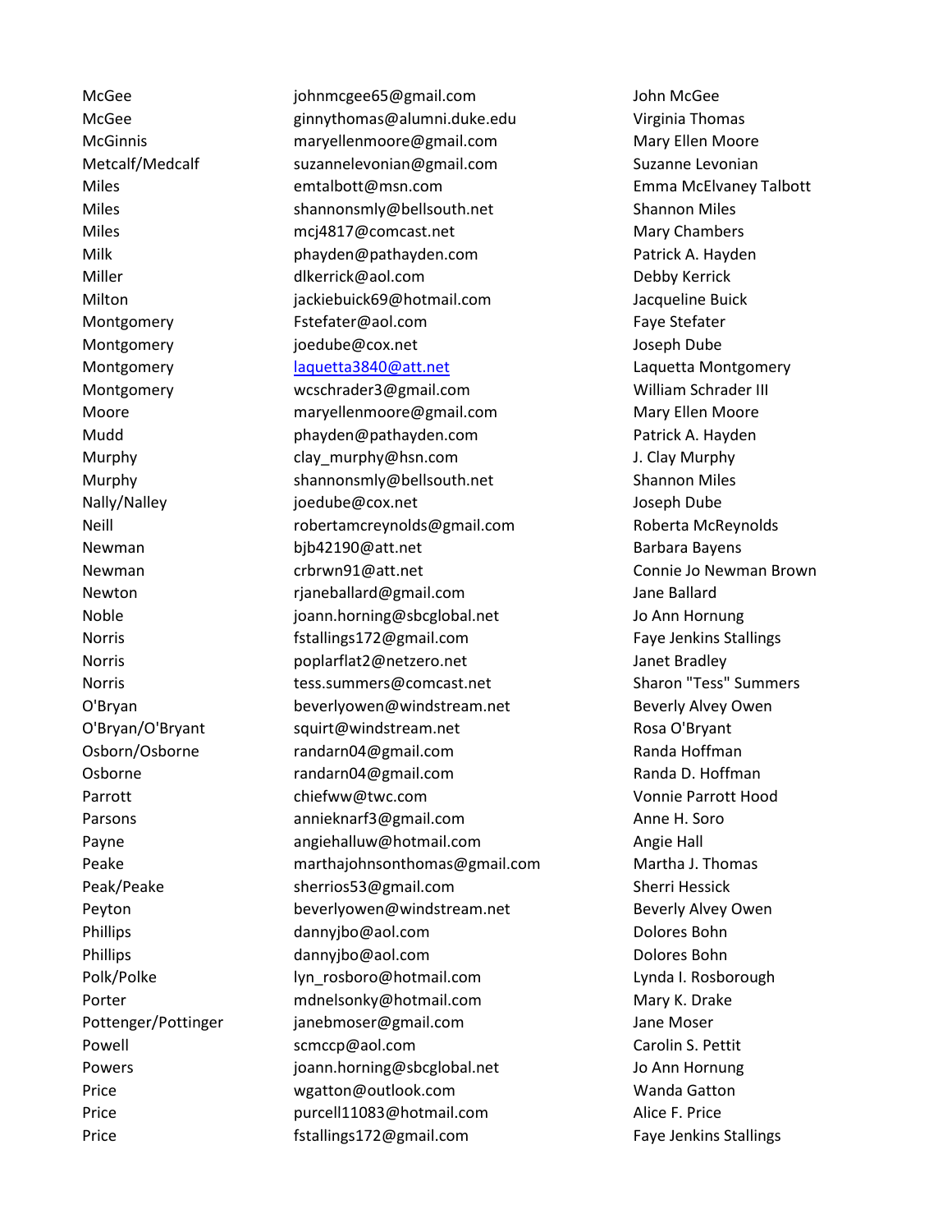| | | |
|---|---|---|
| McGee | johnmcgee65@gmail.com | John McGee |
| McGee | ginnythomas@alumni.duke.edu | Virginia Thomas |
| McGinnis | maryellenmoore@gmail.com | Mary Ellen Moore |
| Metcalf/Medcalf | suzannelevonian@gmail.com | Suzanne Levonian |
| Miles | emtalbott@msn.com | Emma McElvaney Talbott |
| Miles | shannonsmly@bellsouth.net | Shannon Miles |
| Miles | mcj4817@comcast.net | Mary Chambers |
| Milk | phayden@pathayden.com | Patrick A. Hayden |
| Miller | dlkerrick@aol.com | Debby Kerrick |
| Milton | jackiebuick69@hotmail.com | Jacqueline Buick |
| Montgomery | Fstefater@aol.com | Faye Stefater |
| Montgomery | joedube@cox.net | Joseph Dube |
| Montgomery | laquetta3840@att.net | Laquetta Montgomery |
| Montgomery | wcschrader3@gmail.com | William Schrader III |
| Moore | maryellenmoore@gmail.com | Mary Ellen Moore |
| Mudd | phayden@pathayden.com | Patrick A. Hayden |
| Murphy | clay_murphy@hsn.com | J. Clay Murphy |
| Murphy | shannonsmly@bellsouth.net | Shannon Miles |
| Nally/Nalley | joedube@cox.net | Joseph Dube |
| Neill | robertamcreynolds@gmail.com | Roberta McReynolds |
| Newman | bjb42190@att.net | Barbara Bayens |
| Newman | crbrwn91@att.net | Connie Jo Newman Brown |
| Newton | rjaneballard@gmail.com | Jane Ballard |
| Noble | joann.horning@sbcglobal.net | Jo Ann Hornung |
| Norris | fstallings172@gmail.com | Faye Jenkins Stallings |
| Norris | poplarflat2@netzero.net | Janet Bradley |
| Norris | tess.summers@comcast.net | Sharon "Tess" Summers |
| O'Bryan | beverlyowen@windstream.net | Beverly Alvey Owen |
| O'Bryan/O'Bryant | squirt@windstream.net | Rosa O'Bryant |
| Osborn/Osborne | randarn04@gmail.com | Randa Hoffman |
| Osborne | randarn04@gmail.com | Randa D. Hoffman |
| Parrott | chiefww@twc.com | Vonnie Parrott Hood |
| Parsons | annieknarf3@gmail.com | Anne H. Soro |
| Payne | angiehalluw@hotmail.com | Angie Hall |
| Peake | marthajohnsonthomas@gmail.com | Martha J. Thomas |
| Peak/Peake | sherrios53@gmail.com | Sherri Hessick |
| Peyton | beverlyowen@windstream.net | Beverly Alvey Owen |
| Phillips | dannyjbo@aol.com | Dolores Bohn |
| Phillips | dannyjbo@aol.com | Dolores Bohn |
| Polk/Polke | lyn_rosboro@hotmail.com | Lynda I. Rosborough |
| Porter | mdnelsonky@hotmail.com | Mary K. Drake |
| Pottenger/Pottinger | janebmoser@gmail.com | Jane Moser |
| Powell | scmccp@aol.com | Carolin S. Pettit |
| Powers | joann.horning@sbcglobal.net | Jo Ann Hornung |
| Price | wgatton@outlook.com | Wanda Gatton |
| Price | purcell11083@hotmail.com | Alice F. Price |
| Price | fstallings172@gmail.com | Faye Jenkins Stallings |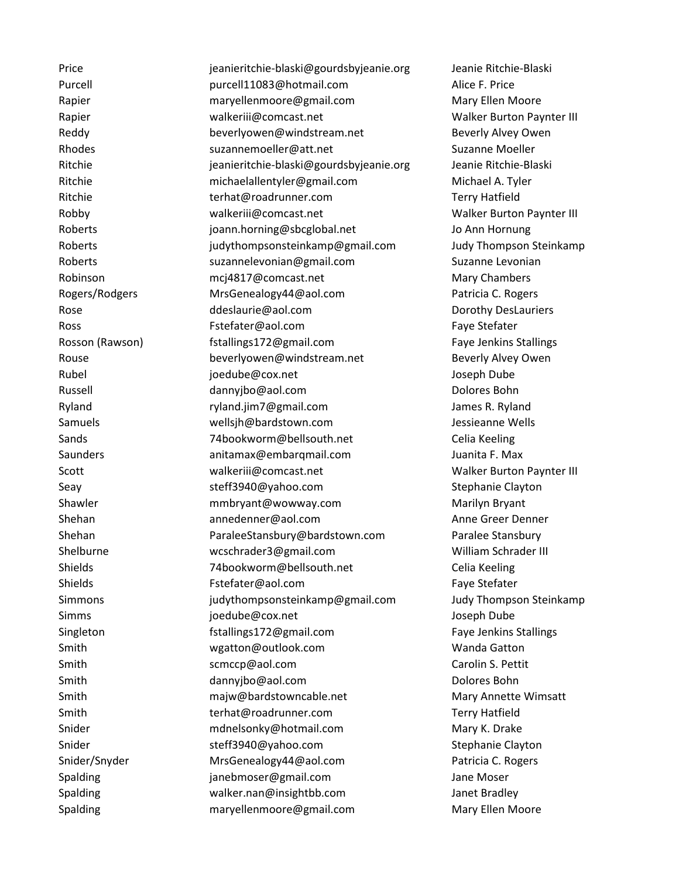| | | |
|---|---|---|
| Price | jeanieritchie-blaski@gourdsbyjeanie.org | Jeanie Ritchie-Blaski |
| Purcell | purcell11083@hotmail.com | Alice F. Price |
| Rapier | maryellenmoore@gmail.com | Mary Ellen Moore |
| Rapier | walkeriii@comcast.net | Walker Burton Paynter III |
| Reddy | beverlyowen@windstream.net | Beverly Alvey Owen |
| Rhodes | suzannemoeller@att.net | Suzanne Moeller |
| Ritchie | jeanieritchie-blaski@gourdsbyjeanie.org | Jeanie Ritchie-Blaski |
| Ritchie | michaelallentyler@gmail.com | Michael A. Tyler |
| Ritchie | terhat@roadrunner.com | Terry Hatfield |
| Robby | walkeriii@comcast.net | Walker Burton Paynter III |
| Roberts | joann.horning@sbcglobal.net | Jo Ann Hornung |
| Roberts | judythompsonsteinkamp@gmail.com | Judy Thompson Steinkamp |
| Roberts | suzannelevonian@gmail.com | Suzanne Levonian |
| Robinson | mcj4817@comcast.net | Mary Chambers |
| Rogers/Rodgers | MrsGenealogy44@aol.com | Patricia C. Rogers |
| Rose | ddeslaurie@aol.com | Dorothy DesLauriers |
| Ross | Fstefater@aol.com | Faye Stefater |
| Rosson (Rawson) | fstallings172@gmail.com | Faye Jenkins Stallings |
| Rouse | beverlyowen@windstream.net | Beverly Alvey Owen |
| Rubel | joedube@cox.net | Joseph Dube |
| Russell | dannyjbo@aol.com | Dolores Bohn |
| Ryland | ryland.jim7@gmail.com | James R. Ryland |
| Samuels | wellsjh@bardstown.com | Jessieanne Wells |
| Sands | 74bookworm@bellsouth.net | Celia Keeling |
| Saunders | anitamax@embarqmail.com | Juanita F. Max |
| Scott | walkeriii@comcast.net | Walker Burton Paynter III |
| Seay | steff3940@yahoo.com | Stephanie Clayton |
| Shawler | mmbryant@wowway.com | Marilyn Bryant |
| Shehan | annedenner@aol.com | Anne Greer Denner |
| Shehan | ParaleeStansbury@bardstown.com | Paralee Stansbury |
| Shelburne | wcschrader3@gmail.com | William Schrader III |
| Shields | 74bookworm@bellsouth.net | Celia Keeling |
| Shields | Fstefater@aol.com | Faye Stefater |
| Simmons | judythompsonsteinkamp@gmail.com | Judy Thompson Steinkamp |
| Simms | joedube@cox.net | Joseph Dube |
| Singleton | fstallings172@gmail.com | Faye Jenkins Stallings |
| Smith | wgatton@outlook.com | Wanda Gatton |
| Smith | scmccp@aol.com | Carolin S. Pettit |
| Smith | dannyjbo@aol.com | Dolores Bohn |
| Smith | majw@bardstowncable.net | Mary Annette Wimsatt |
| Smith | terhat@roadrunner.com | Terry Hatfield |
| Snider | mdnelsonky@hotmail.com | Mary K. Drake |
| Snider | steff3940@yahoo.com | Stephanie Clayton |
| Snider/Snyder | MrsGenealogy44@aol.com | Patricia C. Rogers |
| Spalding | janebmoser@gmail.com | Jane Moser |
| Spalding | walker.nan@insightbb.com | Janet Bradley |
| Spalding | maryellenmoore@gmail.com | Mary Ellen Moore |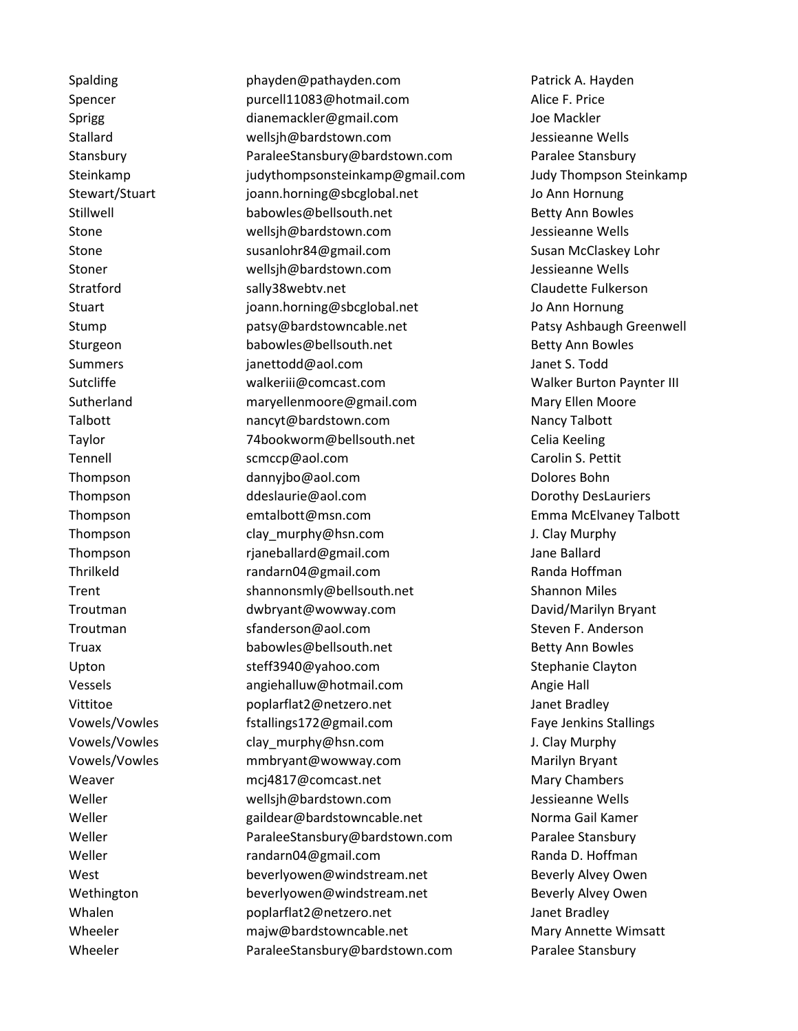| | | |
|---|---|---|
| Spalding | phayden@pathayden.com | Patrick A. Hayden |
| Spencer | purcell11083@hotmail.com | Alice F. Price |
| Sprigg | dianemackler@gmail.com | Joe Mackler |
| Stallard | wellsjh@bardstown.com | Jessieanne Wells |
| Stansbury | ParaleeStansbury@bardstown.com | Paralee Stansbury |
| Steinkamp | judythompsonsteinkamp@gmail.com | Judy Thompson Steinkamp |
| Stewart/Stuart | joann.horning@sbcglobal.net | Jo Ann Hornung |
| Stillwell | babowles@bellsouth.net | Betty Ann Bowles |
| Stone | wellsjh@bardstown.com | Jessieanne Wells |
| Stone | susanlohr84@gmail.com | Susan McClaskey Lohr |
| Stoner | wellsjh@bardstown.com | Jessieanne Wells |
| Stratford | sally38webtv.net | Claudette Fulkerson |
| Stuart | joann.horning@sbcglobal.net | Jo Ann Hornung |
| Stump | patsy@bardstowncable.net | Patsy Ashbaugh Greenwell |
| Sturgeon | babowles@bellsouth.net | Betty Ann Bowles |
| Summers | janettodd@aol.com | Janet S. Todd |
| Sutcliffe | walkeriii@comcast.com | Walker Burton Paynter III |
| Sutherland | maryellenmoore@gmail.com | Mary Ellen Moore |
| Talbott | nancyt@bardstown.com | Nancy Talbott |
| Taylor | 74bookworm@bellsouth.net | Celia Keeling |
| Tennell | scmccp@aol.com | Carolin S. Pettit |
| Thompson | dannyjbo@aol.com | Dolores Bohn |
| Thompson | ddeslaurie@aol.com | Dorothy DesLauriers |
| Thompson | emtalbott@msn.com | Emma McElvaney Talbott |
| Thompson | clay_murphy@hsn.com | J. Clay Murphy |
| Thompson | rjaneballard@gmail.com | Jane Ballard |
| Thrilkeld | randarn04@gmail.com | Randa Hoffman |
| Trent | shannonsmly@bellsouth.net | Shannon Miles |
| Troutman | dwbryant@wowway.com | David/Marilyn Bryant |
| Troutman | sfanderson@aol.com | Steven F. Anderson |
| Truax | babowles@bellsouth.net | Betty Ann Bowles |
| Upton | steff3940@yahoo.com | Stephanie Clayton |
| Vessels | angiehalluw@hotmail.com | Angie Hall |
| Vittitoe | poplarflat2@netzero.net | Janet Bradley |
| Vowels/Vowles | fstallings172@gmail.com | Faye Jenkins Stallings |
| Vowels/Vowles | clay_murphy@hsn.com | J. Clay Murphy |
| Vowels/Vowles | mmbryant@wowway.com | Marilyn Bryant |
| Weaver | mcj4817@comcast.net | Mary Chambers |
| Weller | wellsjh@bardstown.com | Jessieanne Wells |
| Weller | gaildear@bardstowncable.net | Norma Gail Kamer |
| Weller | ParaleeStansbury@bardstown.com | Paralee Stansbury |
| Weller | randarn04@gmail.com | Randa D. Hoffman |
| West | beverlyowen@windstream.net | Beverly Alvey Owen |
| Wethington | beverlyowen@windstream.net | Beverly Alvey Owen |
| Whalen | poplarflat2@netzero.net | Janet Bradley |
| Wheeler | majw@bardstowncable.net | Mary Annette Wimsatt |
| Wheeler | ParaleeStansbury@bardstown.com | Paralee Stansbury |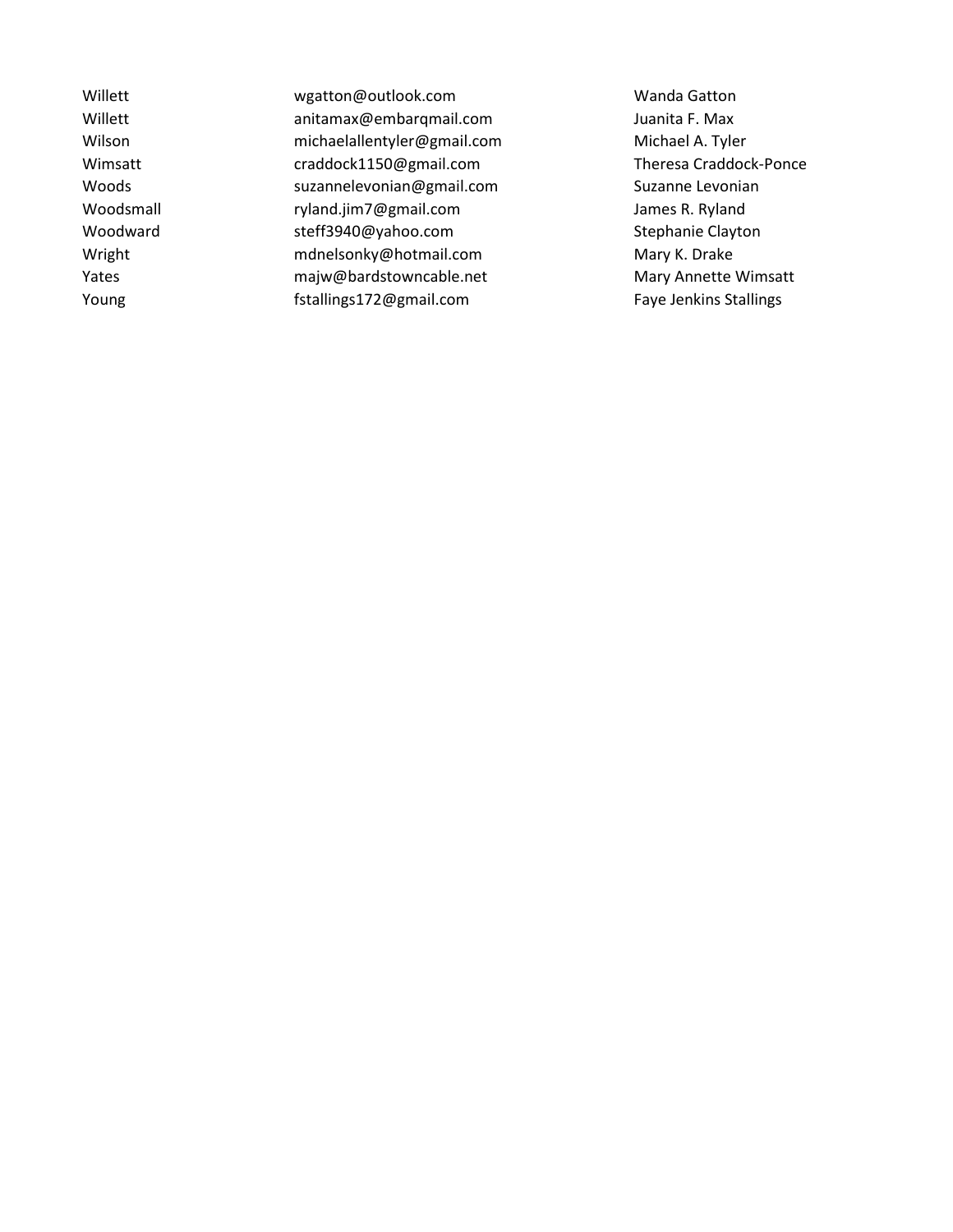| | | |
|---|---|---|
| Willett | wgatton@outlook.com | Wanda Gatton |
| Willett | anitamax@embarqmail.com | Juanita F. Max |
| Wilson | michaelallentyler@gmail.com | Michael A. Tyler |
| Wimsatt | craddock1150@gmail.com | Theresa Craddock-Ponce |
| Woods | suzannelevonian@gmail.com | Suzanne Levonian |
| Woodsmall | ryland.jim7@gmail.com | James R. Ryland |
| Woodward | steff3940@yahoo.com | Stephanie Clayton |
| Wright | mdnelsonky@hotmail.com | Mary K. Drake |
| Yates | majw@bardstowncable.net | Mary Annette Wimsatt |
| Young | fstallings172@gmail.com | Faye Jenkins Stallings |